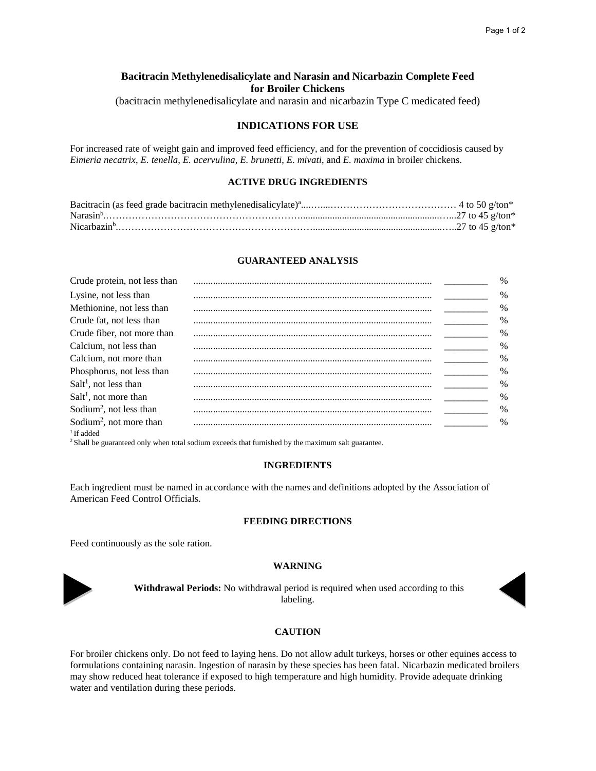# Bacitracin Methylenedisalicylate and Narasin and Nicarbazin Complete Feed for Broiler Chickens

(bacitracin methylenedisalicylate and narasin and nicarbazin Type C medicated feed)

## INDICATIONS FOR USE

For increased rate of weight gain and improved feed efficiency, and for the prevention of coccidiosis caused by *Eimeria necatrix*, *E. tenella*, *E. acervulina*, *E. brunetti*, *E. mivati*, and *E. maxima* in broiler chickens.

### ACTIVE DRUG INGREDIENTS

| | |
|---|---|
| Bacitracin (as feed grade bacitracin methylenedisalicylate)[a] | 4 to 50 g/ton* |
| Narasin[b] | 27 to 45 g/ton* |
| Nicarbazin[b] | 27 to 45 g/ton* |

### GUARANTEED ANALYSIS

| | | |
|---|---|---|
| Crude protein, not less than | _________ | % |
| Lysine, not less than | _________ | % |
| Methionine, not less than | _________ | % |
| Crude fat, not less than | _________ | % |
| Crude fiber, not more than | _________ | % |
| Calcium, not less than | _________ | % |
| Calcium, not more than | _________ | % |
| Phosphorus, not less than | _________ | % |
| Salt[1], not less than | _________ | % |
| Salt[1], not more than | _________ | % |
| Sodium[2], not less than | _________ | % |
| Sodium[2], not more than | _________ | % |

[1] If added

[2] Shall be guaranteed only when total sodium exceeds that furnished by the maximum salt guarantee.

### INGREDIENTS

Each ingredient must be named in accordance with the names and definitions adopted by the Association of American Feed Control Officials.

### FEEDING DIRECTIONS

Feed continuously as the sole ration.

### WARNING

**Withdrawal Periods:** No withdrawal period is required when used according to this labeling.

### CAUTION

For broiler chickens only. Do not feed to laying hens. Do not allow adult turkeys, horses or other equines access to formulations containing narasin. Ingestion of narasin by these species has been fatal. Nicarbazin medicated broilers may show reduced heat tolerance if exposed to high temperature and high humidity. Provide adequate drinking water and ventilation during these periods.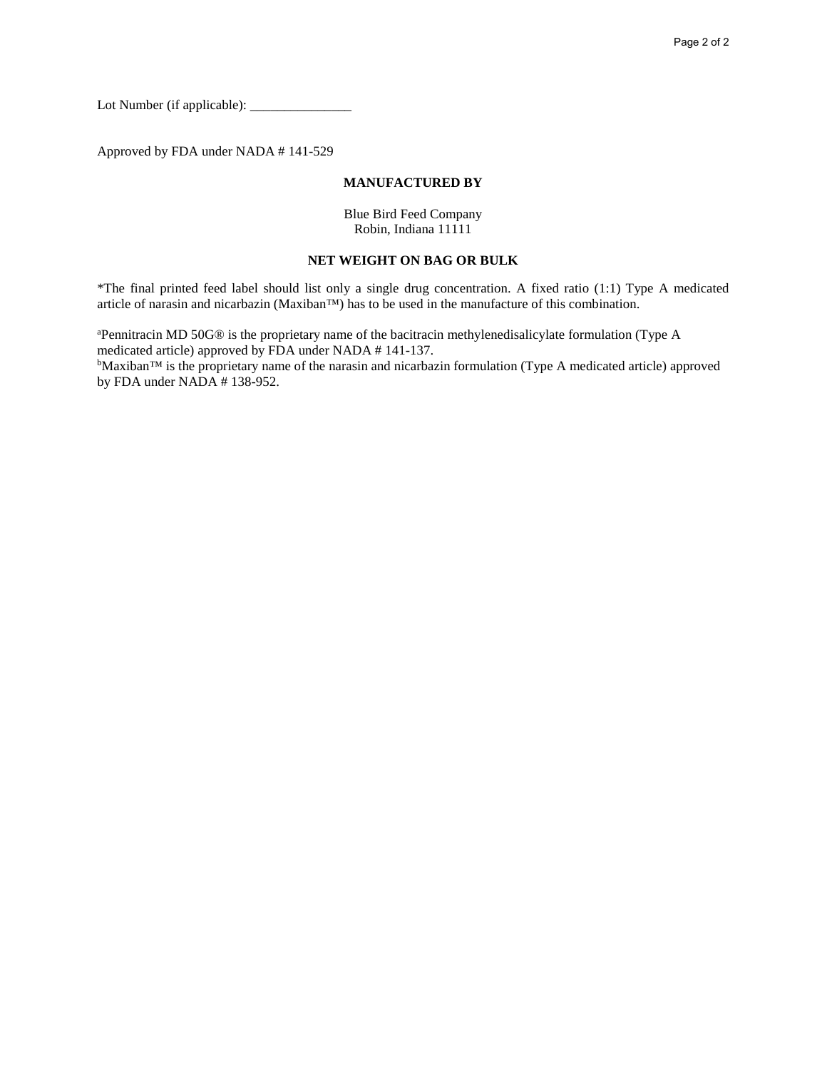Lot Number (if applicable): _______________

Approved by FDA under NADA # 141-529

**MANUFACTURED BY**

Blue Bird Feed Company
Robin, Indiana 11111

**NET WEIGHT ON BAG OR BULK**

*The final printed feed label should list only a single drug concentration. A fixed ratio (1:1) Type A medicated article of narasin and nicarbazin (Maxiban™) has to be used in the manufacture of this combination.

[a]Pennitracin MD 50G® is the proprietary name of the bacitracin methylenedisalicylate formulation (Type A medicated article) approved by FDA under NADA # 141-137.
[b]Maxiban™ is the proprietary name of the narasin and nicarbazin formulation (Type A medicated article) approved by FDA under NADA # 138-952.